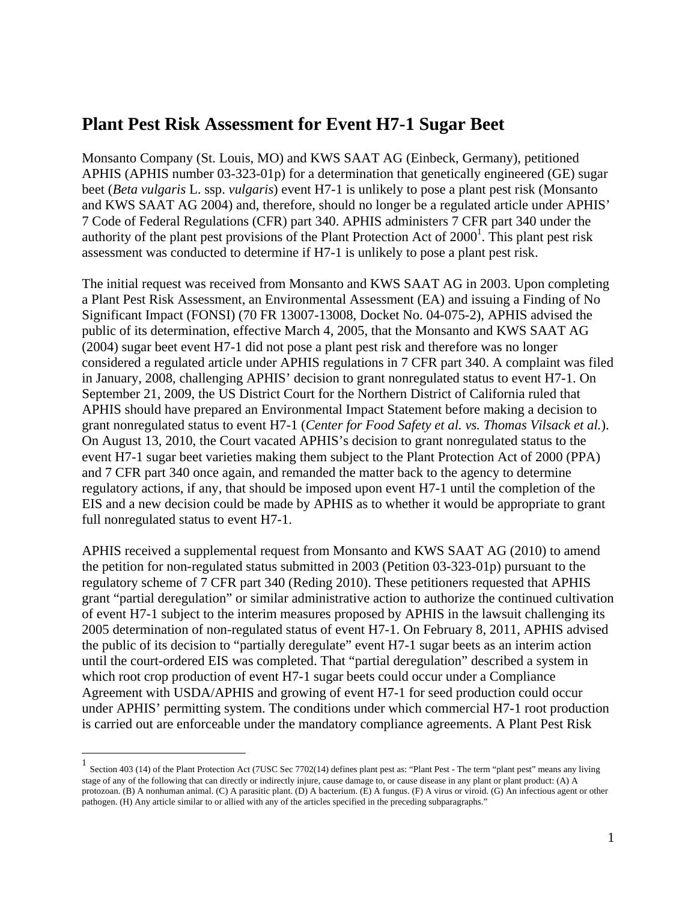# Plant Pest Risk Assessment for Event H7-1 Sugar Beet

Monsanto Company (St. Louis, MO) and KWS SAAT AG (Einbeck, Germany), petitioned APHIS (APHIS number 03-323-01p) for a determination that genetically engineered (GE) sugar beet (*Beta vulgaris* L. ssp. *vulgaris*) event H7-1 is unlikely to pose a plant pest risk (Monsanto and KWS SAAT AG 2004) and, therefore, should no longer be a regulated article under APHIS' 7 Code of Federal Regulations (CFR) part 340. APHIS administers 7 CFR part 340 under the authority of the plant pest provisions of the Plant Protection Act of 2000[1]. This plant pest risk assessment was conducted to determine if H7-1 is unlikely to pose a plant pest risk.

The initial request was received from Monsanto and KWS SAAT AG in 2003. Upon completing a Plant Pest Risk Assessment, an Environmental Assessment (EA) and issuing a Finding of No Significant Impact (FONSI) (70 FR 13007-13008, Docket No. 04-075-2), APHIS advised the public of its determination, effective March 4, 2005, that the Monsanto and KWS SAAT AG (2004) sugar beet event H7-1 did not pose a plant pest risk and therefore was no longer considered a regulated article under APHIS regulations in 7 CFR part 340. A complaint was filed in January, 2008, challenging APHIS' decision to grant nonregulated status to event H7-1. On September 21, 2009, the US District Court for the Northern District of California ruled that APHIS should have prepared an Environmental Impact Statement before making a decision to grant nonregulated status to event H7-1 (*Center for Food Safety et al. vs. Thomas Vilsack et al.*). On August 13, 2010, the Court vacated APHIS's decision to grant nonregulated status to the event H7-1 sugar beet varieties making them subject to the Plant Protection Act of 2000 (PPA) and 7 CFR part 340 once again, and remanded the matter back to the agency to determine regulatory actions, if any, that should be imposed upon event H7-1 until the completion of the EIS and a new decision could be made by APHIS as to whether it would be appropriate to grant full nonregulated status to event H7-1.

APHIS received a supplemental request from Monsanto and KWS SAAT AG (2010) to amend the petition for non-regulated status submitted in 2003 (Petition 03-323-01p) pursuant to the regulatory scheme of 7 CFR part 340 (Reding 2010). These petitioners requested that APHIS grant "partial deregulation" or similar administrative action to authorize the continued cultivation of event H7-1 subject to the interim measures proposed by APHIS in the lawsuit challenging its 2005 determination of non-regulated status of event H7-1. On February 8, 2011, APHIS advised the public of its decision to "partially deregulate" event H7-1 sugar beets as an interim action until the court-ordered EIS was completed. That "partial deregulation" described a system in which root crop production of event H7-1 sugar beets could occur under a Compliance Agreement with USDA/APHIS and growing of event H7-1 for seed production could occur under APHIS' permitting system. The conditions under which commercial H7-1 root production is carried out are enforceable under the mandatory compliance agreements. A Plant Pest Risk

[1] Section 403 (14) of the Plant Protection Act (7USC Sec 7702(14) defines plant pest as: "Plant Pest - The term "plant pest" means any living stage of any of the following that can directly or indirectly injure, cause damage to, or cause disease in any plant or plant product: (A) A protozoan. (B) A nonhuman animal. (C) A parasitic plant. (D) A bacterium. (E) A fungus. (F) A virus or viroid. (G) An infectious agent or other pathogen. (H) Any article similar to or allied with any of the articles specified in the preceding subparagraphs."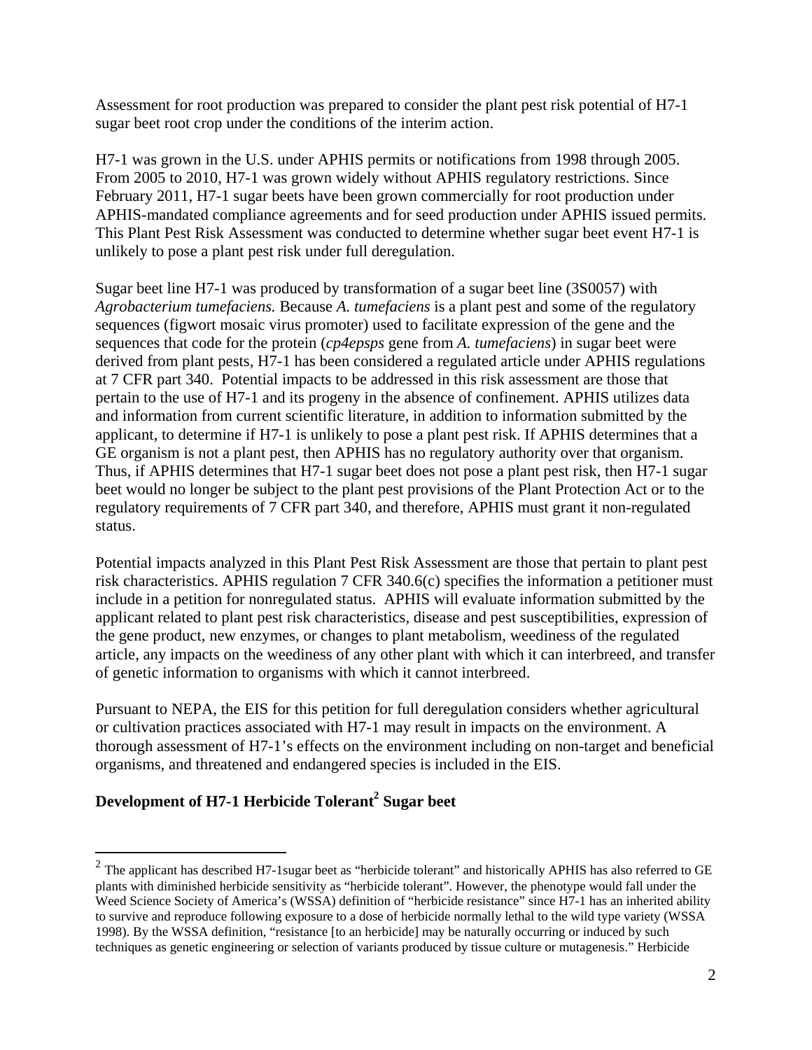Assessment for root production was prepared to consider the plant pest risk potential of H7-1 sugar beet root crop under the conditions of the interim action.

H7-1 was grown in the U.S. under APHIS permits or notifications from 1998 through 2005. From 2005 to 2010, H7-1 was grown widely without APHIS regulatory restrictions. Since February 2011, H7-1 sugar beets have been grown commercially for root production under APHIS-mandated compliance agreements and for seed production under APHIS issued permits. This Plant Pest Risk Assessment was conducted to determine whether sugar beet event H7-1 is unlikely to pose a plant pest risk under full deregulation.

Sugar beet line H7-1 was produced by transformation of a sugar beet line (3S0057) with *Agrobacterium tumefaciens.* Because *A. tumefaciens* is a plant pest and some of the regulatory sequences (figwort mosaic virus promoter) used to facilitate expression of the gene and the sequences that code for the protein (*cp4epsps* gene from *A. tumefaciens*) in sugar beet were derived from plant pests, H7-1 has been considered a regulated article under APHIS regulations at 7 CFR part 340. Potential impacts to be addressed in this risk assessment are those that pertain to the use of H7-1 and its progeny in the absence of confinement. APHIS utilizes data and information from current scientific literature, in addition to information submitted by the applicant, to determine if H7-1 is unlikely to pose a plant pest risk. If APHIS determines that a GE organism is not a plant pest, then APHIS has no regulatory authority over that organism. Thus, if APHIS determines that H7-1 sugar beet does not pose a plant pest risk, then H7-1 sugar beet would no longer be subject to the plant pest provisions of the Plant Protection Act or to the regulatory requirements of 7 CFR part 340, and therefore, APHIS must grant it non-regulated status.

Potential impacts analyzed in this Plant Pest Risk Assessment are those that pertain to plant pest risk characteristics. APHIS regulation 7 CFR 340.6(c) specifies the information a petitioner must include in a petition for nonregulated status. APHIS will evaluate information submitted by the applicant related to plant pest risk characteristics, disease and pest susceptibilities, expression of the gene product, new enzymes, or changes to plant metabolism, weediness of the regulated article, any impacts on the weediness of any other plant with which it can interbreed, and transfer of genetic information to organisms with which it cannot interbreed.

Pursuant to NEPA, the EIS for this petition for full deregulation considers whether agricultural or cultivation practices associated with H7-1 may result in impacts on the environment. A thorough assessment of H7-1's effects on the environment including on non-target and beneficial organisms, and threatened and endangered species is included in the EIS.

## Development of H7-1 Herbicide Tolerant[2] Sugar beet

[2] The applicant has described H7-1sugar beet as "herbicide tolerant" and historically APHIS has also referred to GE plants with diminished herbicide sensitivity as "herbicide tolerant". However, the phenotype would fall under the Weed Science Society of America's (WSSA) definition of "herbicide resistance" since H7-1 has an inherited ability to survive and reproduce following exposure to a dose of herbicide normally lethal to the wild type variety (WSSA 1998). By the WSSA definition, "resistance [to an herbicide] may be naturally occurring or induced by such techniques as genetic engineering or selection of variants produced by tissue culture or mutagenesis." Herbicide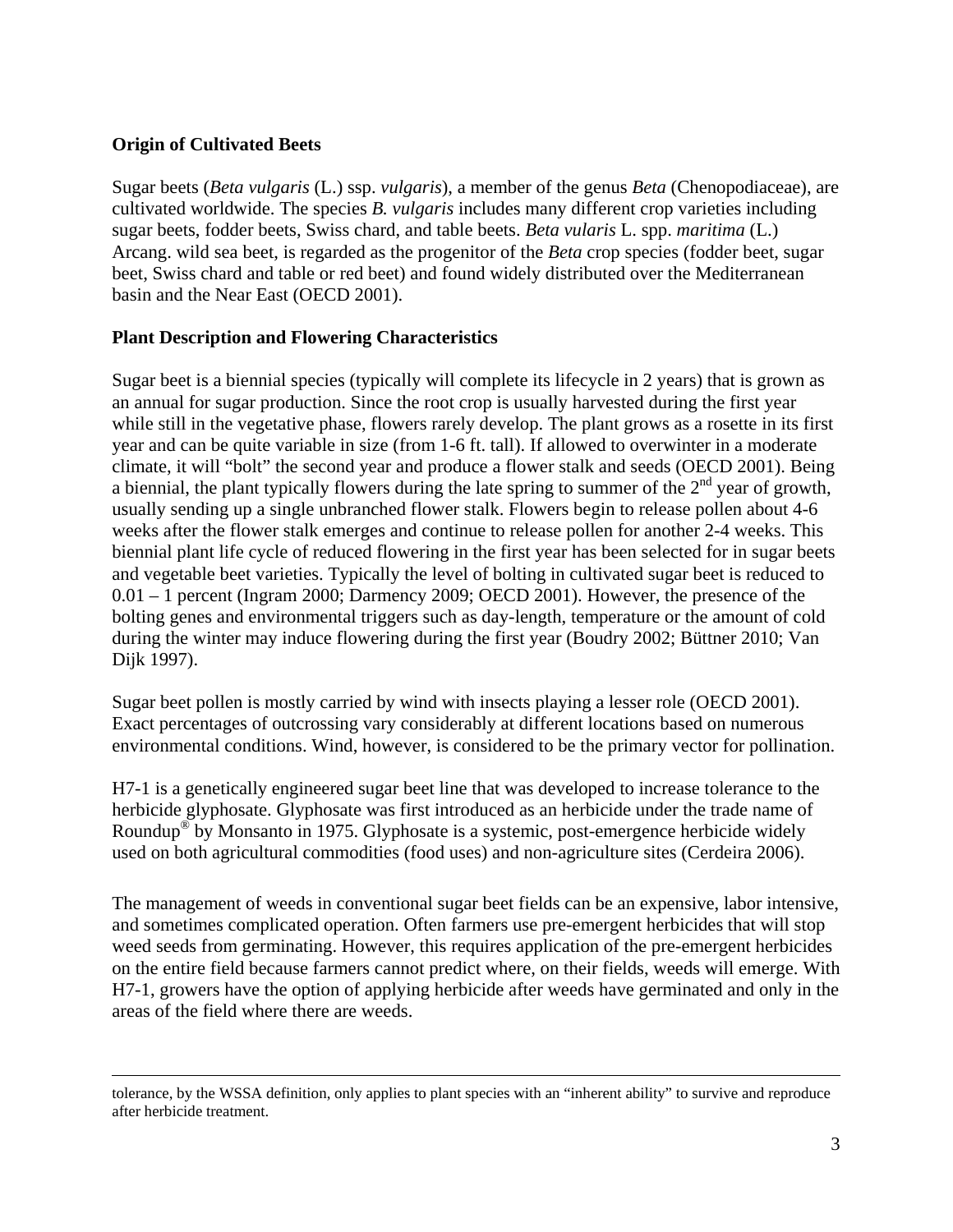**Origin of Cultivated Beets**

Sugar beets (*Beta vulgaris* (L.) ssp. *vulgaris*), a member of the genus *Beta* (Chenopodiaceae), are cultivated worldwide. The species *B. vulgaris* includes many different crop varieties including sugar beets, fodder beets, Swiss chard, and table beets. *Beta vularis* L. spp. *maritima* (L.) Arcang. wild sea beet, is regarded as the progenitor of the *Beta* crop species (fodder beet, sugar beet, Swiss chard and table or red beet) and found widely distributed over the Mediterranean basin and the Near East (OECD 2001).

**Plant Description and Flowering Characteristics**

Sugar beet is a biennial species (typically will complete its lifecycle in 2 years) that is grown as an annual for sugar production. Since the root crop is usually harvested during the first year while still in the vegetative phase, flowers rarely develop. The plant grows as a rosette in its first year and can be quite variable in size (from 1-6 ft. tall). If allowed to overwinter in a moderate climate, it will "bolt" the second year and produce a flower stalk and seeds (OECD 2001). Being a biennial, the plant typically flowers during the late spring to summer of the 2nd year of growth, usually sending up a single unbranched flower stalk. Flowers begin to release pollen about 4-6 weeks after the flower stalk emerges and continue to release pollen for another 2-4 weeks. This biennial plant life cycle of reduced flowering in the first year has been selected for in sugar beets and vegetable beet varieties. Typically the level of bolting in cultivated sugar beet is reduced to 0.01 – 1 percent (Ingram 2000; Darmency 2009; OECD 2001). However, the presence of the bolting genes and environmental triggers such as day-length, temperature or the amount of cold during the winter may induce flowering during the first year (Boudry 2002; Büttner 2010; Van Dijk 1997).

Sugar beet pollen is mostly carried by wind with insects playing a lesser role (OECD 2001). Exact percentages of outcrossing vary considerably at different locations based on numerous environmental conditions. Wind, however, is considered to be the primary vector for pollination.

H7-1 is a genetically engineered sugar beet line that was developed to increase tolerance to the herbicide glyphosate. Glyphosate was first introduced as an herbicide under the trade name of Roundup® by Monsanto in 1975. Glyphosate is a systemic, post-emergence herbicide widely used on both agricultural commodities (food uses) and non-agriculture sites (Cerdeira 2006).

The management of weeds in conventional sugar beet fields can be an expensive, labor intensive, and sometimes complicated operation. Often farmers use pre-emergent herbicides that will stop weed seeds from germinating. However, this requires application of the pre-emergent herbicides on the entire field because farmers cannot predict where, on their fields, weeds will emerge. With H7-1, growers have the option of applying herbicide after weeds have germinated and only in the areas of the field where there are weeds.

---

tolerance, by the WSSA definition, only applies to plant species with an "inherent ability" to survive and reproduce after herbicide treatment.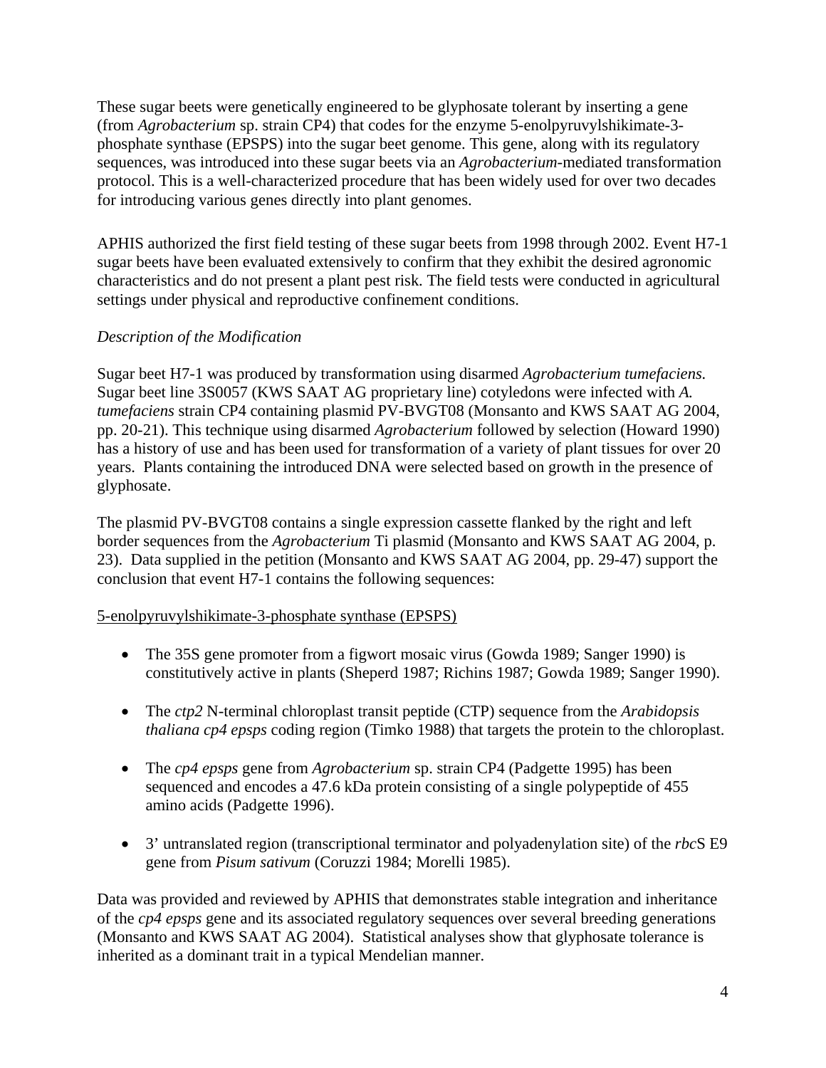These sugar beets were genetically engineered to be glyphosate tolerant by inserting a gene (from *Agrobacterium* sp. strain CP4) that codes for the enzyme 5-enolpyruvylshikimate-3-phosphate synthase (EPSPS) into the sugar beet genome. This gene, along with its regulatory sequences, was introduced into these sugar beets via an *Agrobacterium*-mediated transformation protocol. This is a well-characterized procedure that has been widely used for over two decades for introducing various genes directly into plant genomes.

APHIS authorized the first field testing of these sugar beets from 1998 through 2002. Event H7-1 sugar beets have been evaluated extensively to confirm that they exhibit the desired agronomic characteristics and do not present a plant pest risk. The field tests were conducted in agricultural settings under physical and reproductive confinement conditions.

*Description of the Modification*

Sugar beet H7-1 was produced by transformation using disarmed *Agrobacterium tumefaciens.* Sugar beet line 3S0057 (KWS SAAT AG proprietary line) cotyledons were infected with *A. tumefaciens* strain CP4 containing plasmid PV-BVGT08 (Monsanto and KWS SAAT AG 2004, pp. 20-21). This technique using disarmed *Agrobacterium* followed by selection (Howard 1990) has a history of use and has been used for transformation of a variety of plant tissues for over 20 years. Plants containing the introduced DNA were selected based on growth in the presence of glyphosate.

The plasmid PV-BVGT08 contains a single expression cassette flanked by the right and left border sequences from the *Agrobacterium* Ti plasmid (Monsanto and KWS SAAT AG 2004, p. 23). Data supplied in the petition (Monsanto and KWS SAAT AG 2004, pp. 29-47) support the conclusion that event H7-1 contains the following sequences:

<u>5-enolpyruvylshikimate-3-phosphate synthase (EPSPS)</u>

- The 35S gene promoter from a figwort mosaic virus (Gowda 1989; Sanger 1990) is constitutively active in plants (Sheperd 1987; Richins 1987; Gowda 1989; Sanger 1990).
- The *ctp2* N-terminal chloroplast transit peptide (CTP) sequence from the *Arabidopsis thaliana cp4 epsps* coding region (Timko 1988) that targets the protein to the chloroplast.
- The *cp4 epsps* gene from *Agrobacterium* sp. strain CP4 (Padgette 1995) has been sequenced and encodes a 47.6 kDa protein consisting of a single polypeptide of 455 amino acids (Padgette 1996).
- 3' untranslated region (transcriptional terminator and polyadenylation site) of the *rbc*S E9 gene from *Pisum sativum* (Coruzzi 1984; Morelli 1985).

Data was provided and reviewed by APHIS that demonstrates stable integration and inheritance of the *cp4 epsps* gene and its associated regulatory sequences over several breeding generations (Monsanto and KWS SAAT AG 2004). Statistical analyses show that glyphosate tolerance is inherited as a dominant trait in a typical Mendelian manner.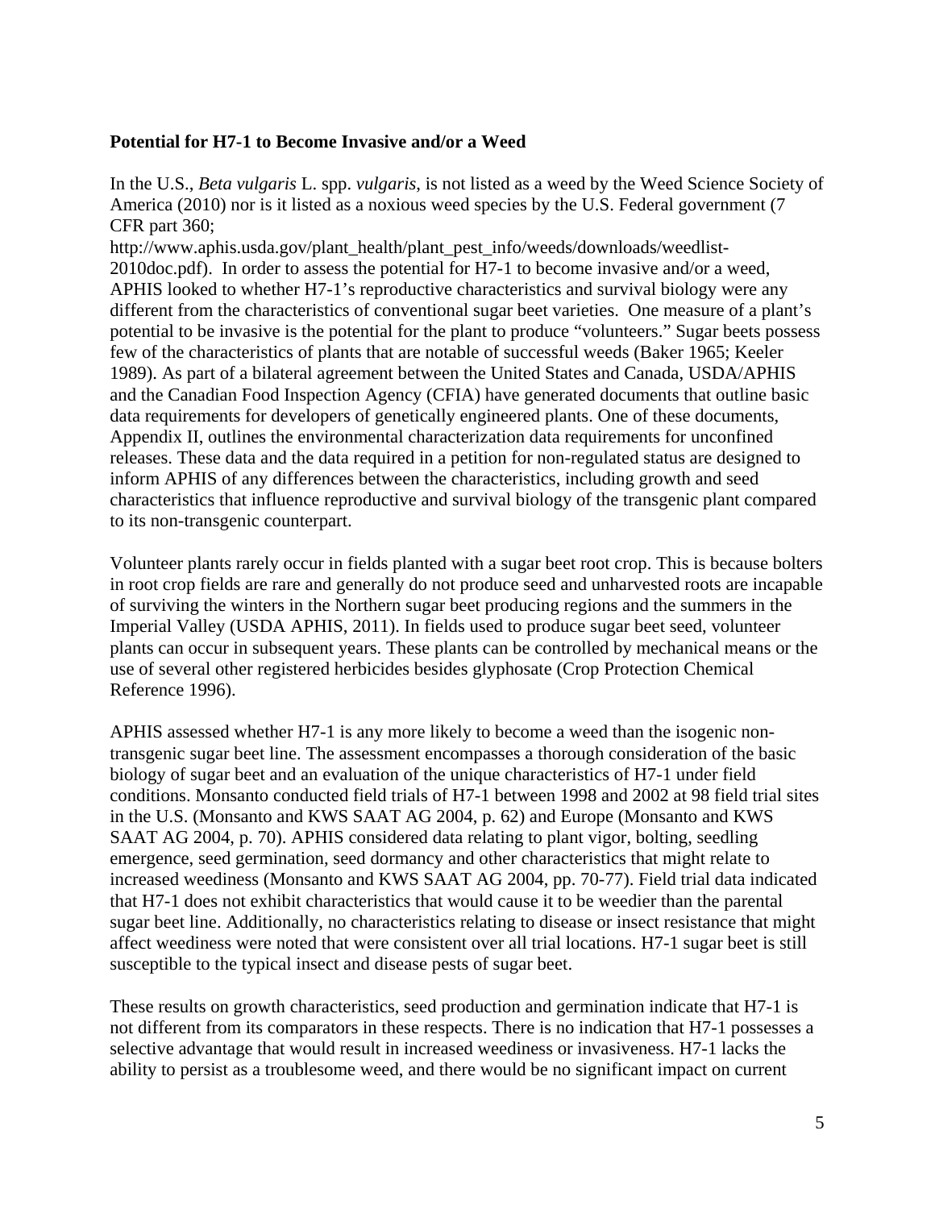**Potential for H7-1 to Become Invasive and/or a Weed**

In the U.S., *Beta vulgaris* L. spp. *vulgaris*, is not listed as a weed by the Weed Science Society of America (2010) nor is it listed as a noxious weed species by the U.S. Federal government (7 CFR part 360; http://www.aphis.usda.gov/plant_health/plant_pest_info/weeds/downloads/weedlist-2010doc.pdf). In order to assess the potential for H7-1 to become invasive and/or a weed, APHIS looked to whether H7-1's reproductive characteristics and survival biology were any different from the characteristics of conventional sugar beet varieties. One measure of a plant's potential to be invasive is the potential for the plant to produce "volunteers." Sugar beets possess few of the characteristics of plants that are notable of successful weeds (Baker 1965; Keeler 1989). As part of a bilateral agreement between the United States and Canada, USDA/APHIS and the Canadian Food Inspection Agency (CFIA) have generated documents that outline basic data requirements for developers of genetically engineered plants. One of these documents, Appendix II, outlines the environmental characterization data requirements for unconfined releases. These data and the data required in a petition for non-regulated status are designed to inform APHIS of any differences between the characteristics, including growth and seed characteristics that influence reproductive and survival biology of the transgenic plant compared to its non-transgenic counterpart.

Volunteer plants rarely occur in fields planted with a sugar beet root crop. This is because bolters in root crop fields are rare and generally do not produce seed and unharvested roots are incapable of surviving the winters in the Northern sugar beet producing regions and the summers in the Imperial Valley (USDA APHIS, 2011). In fields used to produce sugar beet seed, volunteer plants can occur in subsequent years. These plants can be controlled by mechanical means or the use of several other registered herbicides besides glyphosate (Crop Protection Chemical Reference 1996).

APHIS assessed whether H7-1 is any more likely to become a weed than the isogenic non-transgenic sugar beet line. The assessment encompasses a thorough consideration of the basic biology of sugar beet and an evaluation of the unique characteristics of H7-1 under field conditions. Monsanto conducted field trials of H7-1 between 1998 and 2002 at 98 field trial sites in the U.S. (Monsanto and KWS SAAT AG 2004, p. 62) and Europe (Monsanto and KWS SAAT AG 2004, p. 70). APHIS considered data relating to plant vigor, bolting, seedling emergence, seed germination, seed dormancy and other characteristics that might relate to increased weediness (Monsanto and KWS SAAT AG 2004, pp. 70-77). Field trial data indicated that H7-1 does not exhibit characteristics that would cause it to be weedier than the parental sugar beet line. Additionally, no characteristics relating to disease or insect resistance that might affect weediness were noted that were consistent over all trial locations. H7-1 sugar beet is still susceptible to the typical insect and disease pests of sugar beet.

These results on growth characteristics, seed production and germination indicate that H7-1 is not different from its comparators in these respects. There is no indication that H7-1 possesses a selective advantage that would result in increased weediness or invasiveness. H7-1 lacks the ability to persist as a troublesome weed, and there would be no significant impact on current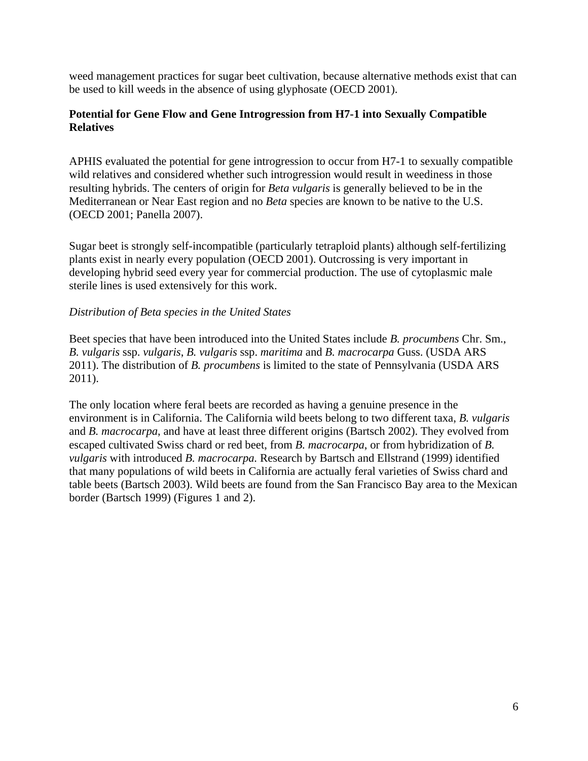weed management practices for sugar beet cultivation, because alternative methods exist that can be used to kill weeds in the absence of using glyphosate (OECD 2001).

**Potential for Gene Flow and Gene Introgression from H7-1 into Sexually Compatible Relatives**

APHIS evaluated the potential for gene introgression to occur from H7-1 to sexually compatible wild relatives and considered whether such introgression would result in weediness in those resulting hybrids. The centers of origin for *Beta vulgaris* is generally believed to be in the Mediterranean or Near East region and no *Beta* species are known to be native to the U.S. (OECD 2001; Panella 2007).

Sugar beet is strongly self-incompatible (particularly tetraploid plants) although self-fertilizing plants exist in nearly every population (OECD 2001). Outcrossing is very important in developing hybrid seed every year for commercial production. The use of cytoplasmic male sterile lines is used extensively for this work.

*Distribution of Beta species in the United States*

Beet species that have been introduced into the United States include *B. procumbens* Chr. Sm., *B. vulgaris* ssp. *vulgaris*, *B. vulgaris* ssp. *maritima* and *B. macrocarpa* Guss. (USDA ARS 2011). The distribution of *B. procumbens* is limited to the state of Pennsylvania (USDA ARS 2011).

The only location where feral beets are recorded as having a genuine presence in the environment is in California. The California wild beets belong to two different taxa, *B. vulgaris* and *B. macrocarpa*, and have at least three different origins (Bartsch 2002). They evolved from escaped cultivated Swiss chard or red beet, from *B. macrocarpa*, or from hybridization of *B. vulgaris* with introduced *B. macrocarpa.* Research by Bartsch and Ellstrand (1999) identified that many populations of wild beets in California are actually feral varieties of Swiss chard and table beets (Bartsch 2003). Wild beets are found from the San Francisco Bay area to the Mexican border (Bartsch 1999) (Figures 1 and 2).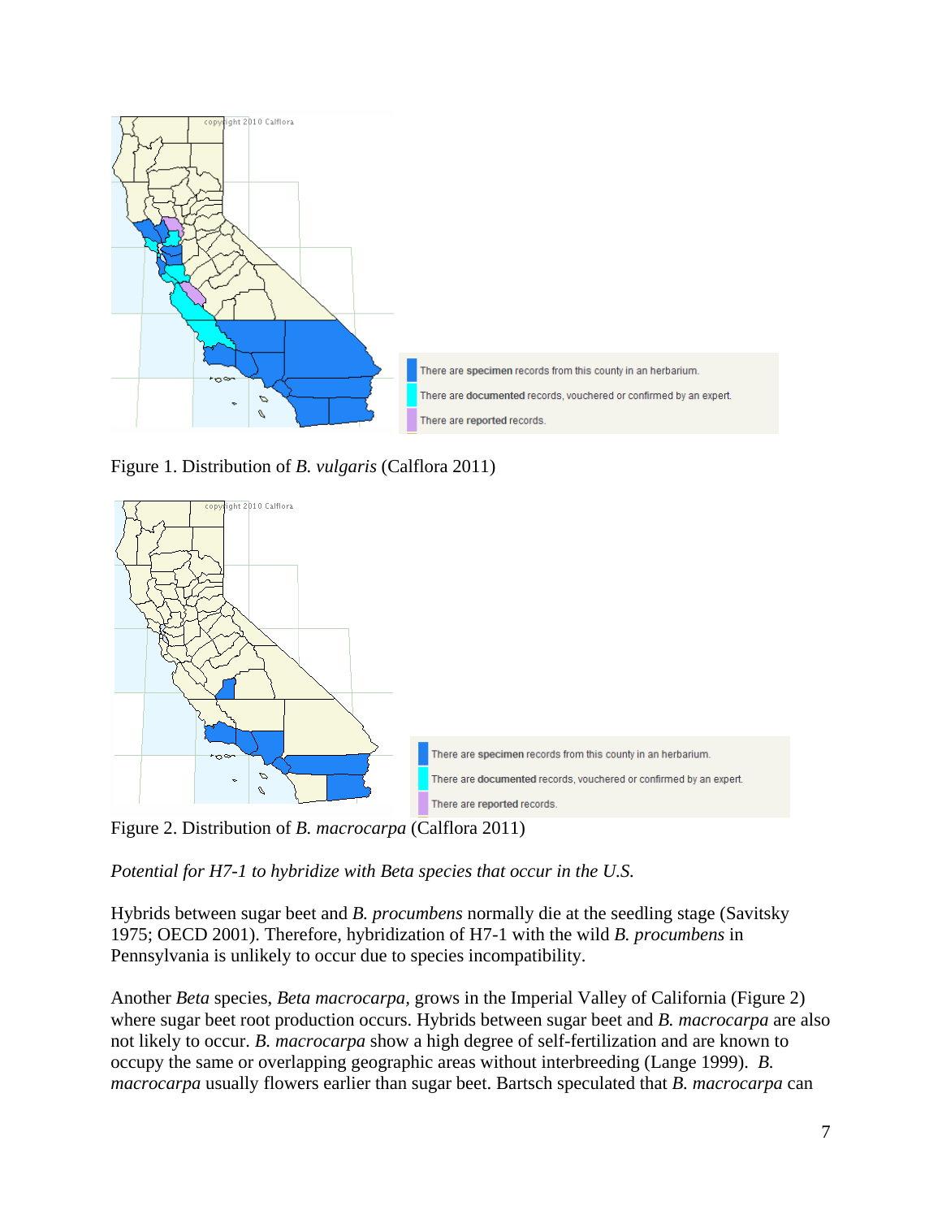Figure 1. Distribution of *B. vulgaris* (Calflora 2011)

Figure 2. Distribution of *B. macrocarpa* (Calflora 2011)

*Potential for H7-1 to hybridize with Beta species that occur in the U.S.*

Hybrids between sugar beet and *B. procumbens* normally die at the seedling stage (Savitsky 1975; OECD 2001). Therefore, hybridization of H7-1 with the wild *B. procumbens* in Pennsylvania is unlikely to occur due to species incompatibility.

Another *Beta* species, *Beta macrocarpa,* grows in the Imperial Valley of California (Figure 2) where sugar beet root production occurs. Hybrids between sugar beet and *B. macrocarpa* are also not likely to occur. *B. macrocarpa* show a high degree of self-fertilization and are known to occupy the same or overlapping geographic areas without interbreeding (Lange 1999). *B. macrocarpa* usually flowers earlier than sugar beet. Bartsch speculated that *B. macrocarpa* can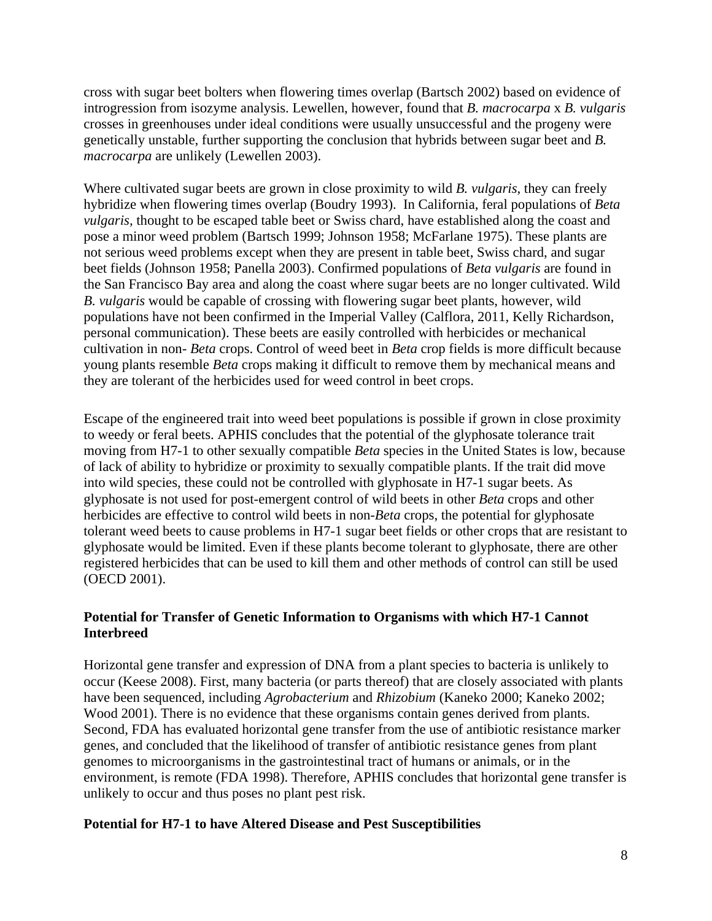cross with sugar beet bolters when flowering times overlap (Bartsch 2002) based on evidence of introgression from isozyme analysis. Lewellen, however, found that *B. macrocarpa* x *B. vulgaris* crosses in greenhouses under ideal conditions were usually unsuccessful and the progeny were genetically unstable, further supporting the conclusion that hybrids between sugar beet and *B. macrocarpa* are unlikely (Lewellen 2003).

Where cultivated sugar beets are grown in close proximity to wild *B. vulgaris*, they can freely hybridize when flowering times overlap (Boudry 1993). In California, feral populations of *Beta vulgaris*, thought to be escaped table beet or Swiss chard, have established along the coast and pose a minor weed problem (Bartsch 1999; Johnson 1958; McFarlane 1975). These plants are not serious weed problems except when they are present in table beet, Swiss chard, and sugar beet fields (Johnson 1958; Panella 2003). Confirmed populations of *Beta vulgaris* are found in the San Francisco Bay area and along the coast where sugar beets are no longer cultivated. Wild *B. vulgaris* would be capable of crossing with flowering sugar beet plants, however, wild populations have not been confirmed in the Imperial Valley (Calflora, 2011, Kelly Richardson, personal communication). These beets are easily controlled with herbicides or mechanical cultivation in non- *Beta* crops. Control of weed beet in *Beta* crop fields is more difficult because young plants resemble *Beta* crops making it difficult to remove them by mechanical means and they are tolerant of the herbicides used for weed control in beet crops.

Escape of the engineered trait into weed beet populations is possible if grown in close proximity to weedy or feral beets. APHIS concludes that the potential of the glyphosate tolerance trait moving from H7-1 to other sexually compatible *Beta* species in the United States is low, because of lack of ability to hybridize or proximity to sexually compatible plants. If the trait did move into wild species, these could not be controlled with glyphosate in H7-1 sugar beets. As glyphosate is not used for post-emergent control of wild beets in other *Beta* crops and other herbicides are effective to control wild beets in non-*Beta* crops, the potential for glyphosate tolerant weed beets to cause problems in H7-1 sugar beet fields or other crops that are resistant to glyphosate would be limited. Even if these plants become tolerant to glyphosate, there are other registered herbicides that can be used to kill them and other methods of control can still be used (OECD 2001).

**Potential for Transfer of Genetic Information to Organisms with which H7-1 Cannot Interbreed**

Horizontal gene transfer and expression of DNA from a plant species to bacteria is unlikely to occur (Keese 2008). First, many bacteria (or parts thereof) that are closely associated with plants have been sequenced, including *Agrobacterium* and *Rhizobium* (Kaneko 2000; Kaneko 2002; Wood 2001). There is no evidence that these organisms contain genes derived from plants. Second, FDA has evaluated horizontal gene transfer from the use of antibiotic resistance marker genes, and concluded that the likelihood of transfer of antibiotic resistance genes from plant genomes to microorganisms in the gastrointestinal tract of humans or animals, or in the environment, is remote (FDA 1998). Therefore, APHIS concludes that horizontal gene transfer is unlikely to occur and thus poses no plant pest risk.

**Potential for H7-1 to have Altered Disease and Pest Susceptibilities**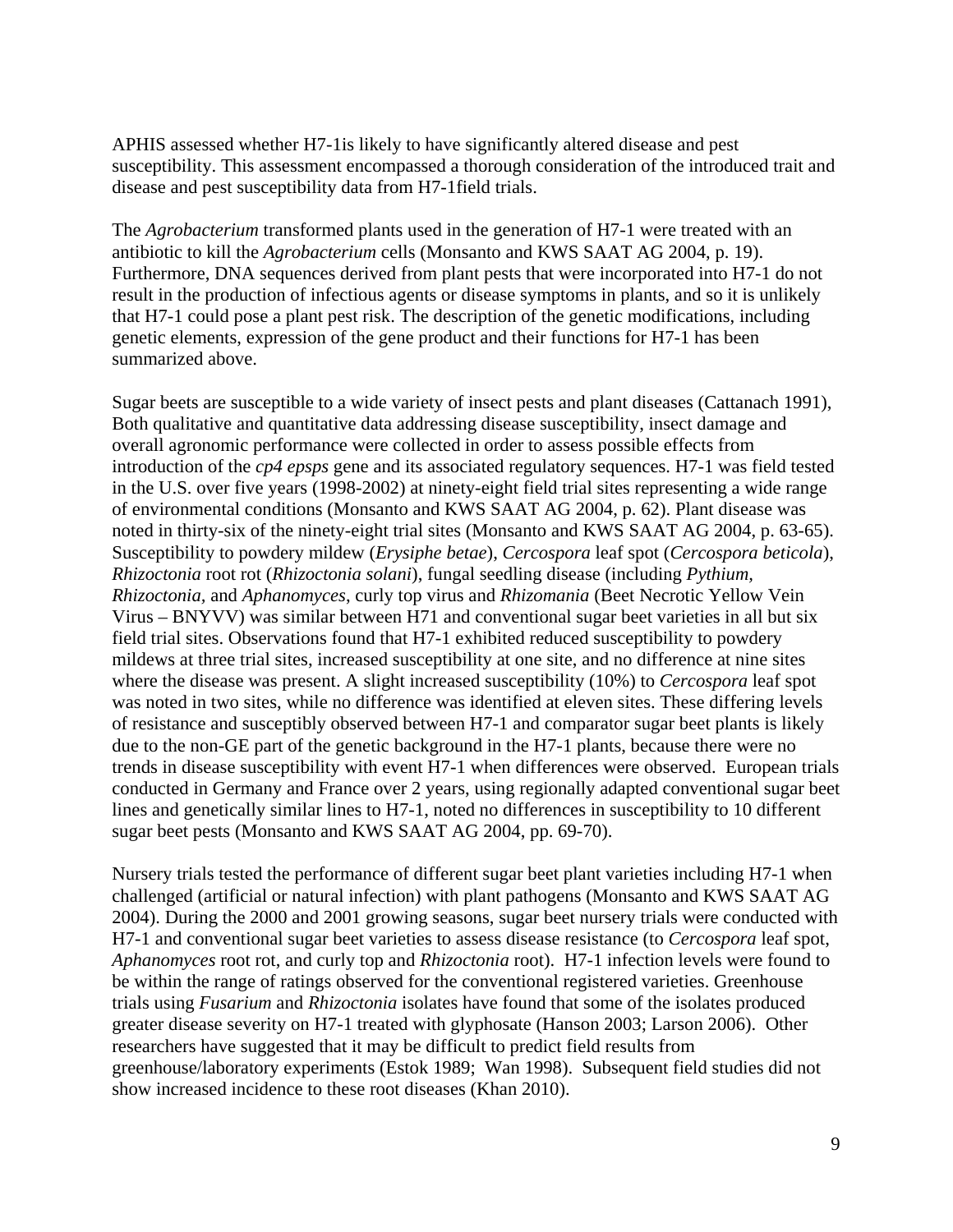APHIS assessed whether H7-1is likely to have significantly altered disease and pest susceptibility. This assessment encompassed a thorough consideration of the introduced trait and disease and pest susceptibility data from H7-1field trials.

The *Agrobacterium* transformed plants used in the generation of H7-1 were treated with an antibiotic to kill the *Agrobacterium* cells (Monsanto and KWS SAAT AG 2004, p. 19). Furthermore, DNA sequences derived from plant pests that were incorporated into H7-1 do not result in the production of infectious agents or disease symptoms in plants, and so it is unlikely that H7-1 could pose a plant pest risk. The description of the genetic modifications, including genetic elements, expression of the gene product and their functions for H7-1 has been summarized above.

Sugar beets are susceptible to a wide variety of insect pests and plant diseases (Cattanach 1991), Both qualitative and quantitative data addressing disease susceptibility, insect damage and overall agronomic performance were collected in order to assess possible effects from introduction of the *cp4 epsps* gene and its associated regulatory sequences. H7-1 was field tested in the U.S. over five years (1998-2002) at ninety-eight field trial sites representing a wide range of environmental conditions (Monsanto and KWS SAAT AG 2004, p. 62). Plant disease was noted in thirty-six of the ninety-eight trial sites (Monsanto and KWS SAAT AG 2004, p. 63-65). Susceptibility to powdery mildew (*Erysiphe betae*), *Cercospora* leaf spot (*Cercospora beticola*), *Rhizoctonia* root rot (*Rhizoctonia solani*), fungal seedling disease (including *Pythium, Rhizoctonia,* and *Aphanomyces*, curly top virus and *Rhizomania* (Beet Necrotic Yellow Vein Virus – BNYVV) was similar between H71 and conventional sugar beet varieties in all but six field trial sites. Observations found that H7-1 exhibited reduced susceptibility to powdery mildews at three trial sites, increased susceptibility at one site, and no difference at nine sites where the disease was present. A slight increased susceptibility (10%) to *Cercospora* leaf spot was noted in two sites, while no difference was identified at eleven sites. These differing levels of resistance and susceptibly observed between H7-1 and comparator sugar beet plants is likely due to the non-GE part of the genetic background in the H7-1 plants, because there were no trends in disease susceptibility with event H7-1 when differences were observed. European trials conducted in Germany and France over 2 years, using regionally adapted conventional sugar beet lines and genetically similar lines to H7-1, noted no differences in susceptibility to 10 different sugar beet pests (Monsanto and KWS SAAT AG 2004, pp. 69-70).

Nursery trials tested the performance of different sugar beet plant varieties including H7-1 when challenged (artificial or natural infection) with plant pathogens (Monsanto and KWS SAAT AG 2004). During the 2000 and 2001 growing seasons, sugar beet nursery trials were conducted with H7-1 and conventional sugar beet varieties to assess disease resistance (to *Cercospora* leaf spot, *Aphanomyces* root rot, and curly top and *Rhizoctonia* root). H7-1 infection levels were found to be within the range of ratings observed for the conventional registered varieties. Greenhouse trials using *Fusarium* and *Rhizoctonia* isolates have found that some of the isolates produced greater disease severity on H7-1 treated with glyphosate (Hanson 2003; Larson 2006). Other researchers have suggested that it may be difficult to predict field results from greenhouse/laboratory experiments (Estok 1989; Wan 1998). Subsequent field studies did not show increased incidence to these root diseases (Khan 2010).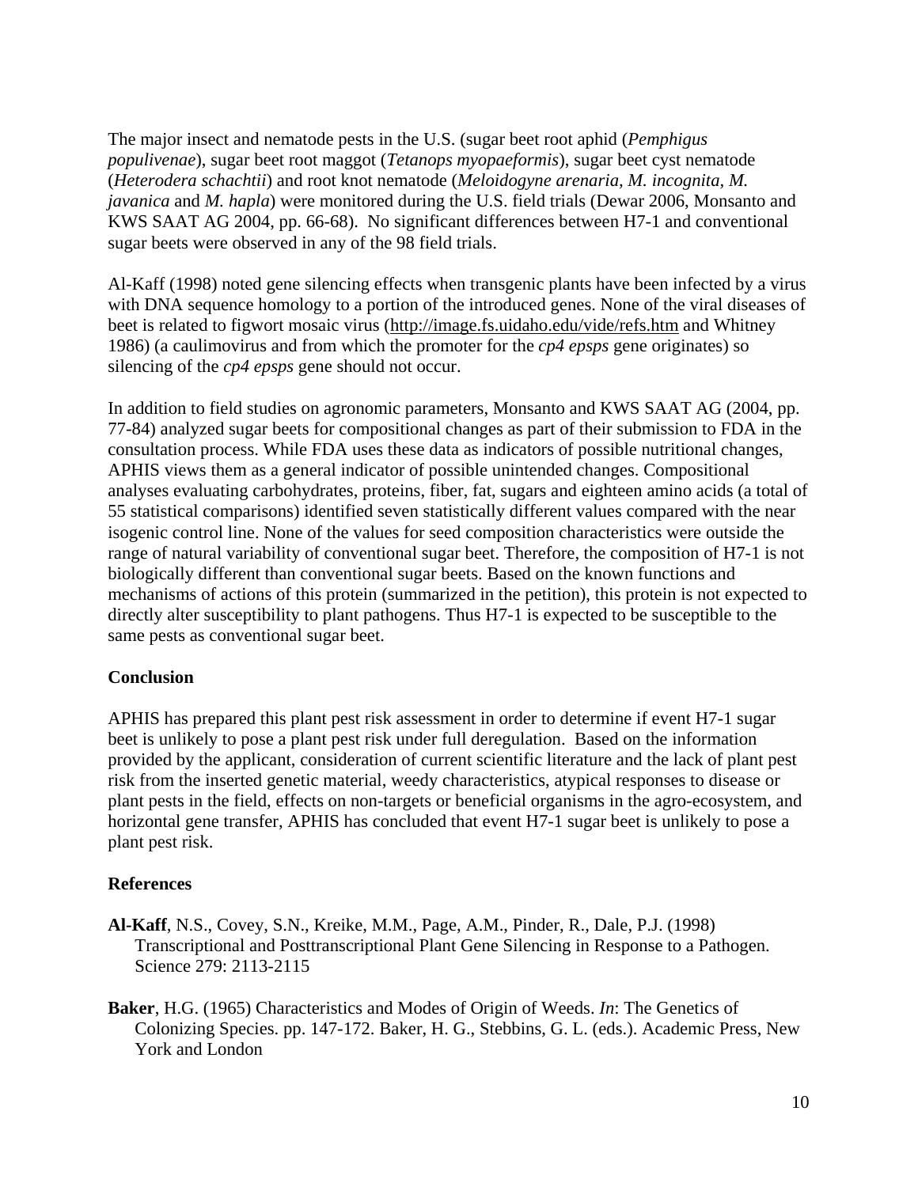The major insect and nematode pests in the U.S. (sugar beet root aphid (*Pemphigus populivenae*), sugar beet root maggot (*Tetanops myopaeformis*), sugar beet cyst nematode (*Heterodera schachtii*) and root knot nematode (*Meloidogyne arenaria, M. incognita, M. javanica* and *M. hapla*) were monitored during the U.S. field trials (Dewar 2006, Monsanto and KWS SAAT AG 2004, pp. 66-68). No significant differences between H7-1 and conventional sugar beets were observed in any of the 98 field trials.

Al-Kaff (1998) noted gene silencing effects when transgenic plants have been infected by a virus with DNA sequence homology to a portion of the introduced genes. None of the viral diseases of beet is related to figwort mosaic virus (http://image.fs.uidaho.edu/vide/refs.htm and Whitney 1986) (a caulimovirus and from which the promoter for the *cp4 epsps* gene originates) so silencing of the *cp4 epsps* gene should not occur.

In addition to field studies on agronomic parameters, Monsanto and KWS SAAT AG (2004, pp. 77-84) analyzed sugar beets for compositional changes as part of their submission to FDA in the consultation process. While FDA uses these data as indicators of possible nutritional changes, APHIS views them as a general indicator of possible unintended changes. Compositional analyses evaluating carbohydrates, proteins, fiber, fat, sugars and eighteen amino acids (a total of 55 statistical comparisons) identified seven statistically different values compared with the near isogenic control line. None of the values for seed composition characteristics were outside the range of natural variability of conventional sugar beet. Therefore, the composition of H7-1 is not biologically different than conventional sugar beets. Based on the known functions and mechanisms of actions of this protein (summarized in the petition), this protein is not expected to directly alter susceptibility to plant pathogens. Thus H7-1 is expected to be susceptible to the same pests as conventional sugar beet.

**Conclusion**

APHIS has prepared this plant pest risk assessment in order to determine if event H7-1 sugar beet is unlikely to pose a plant pest risk under full deregulation. Based on the information provided by the applicant, consideration of current scientific literature and the lack of plant pest risk from the inserted genetic material, weedy characteristics, atypical responses to disease or plant pests in the field, effects on non-targets or beneficial organisms in the agro-ecosystem, and horizontal gene transfer, APHIS has concluded that event H7-1 sugar beet is unlikely to pose a plant pest risk.

**References**

**Al-Kaff**, N.S., Covey, S.N., Kreike, M.M., Page, A.M., Pinder, R., Dale, P.J. (1998) Transcriptional and Posttranscriptional Plant Gene Silencing in Response to a Pathogen. Science 279: 2113-2115

**Baker**, H.G. (1965) Characteristics and Modes of Origin of Weeds. *In*: The Genetics of Colonizing Species. pp. 147-172. Baker, H. G., Stebbins, G. L. (eds.). Academic Press, New York and London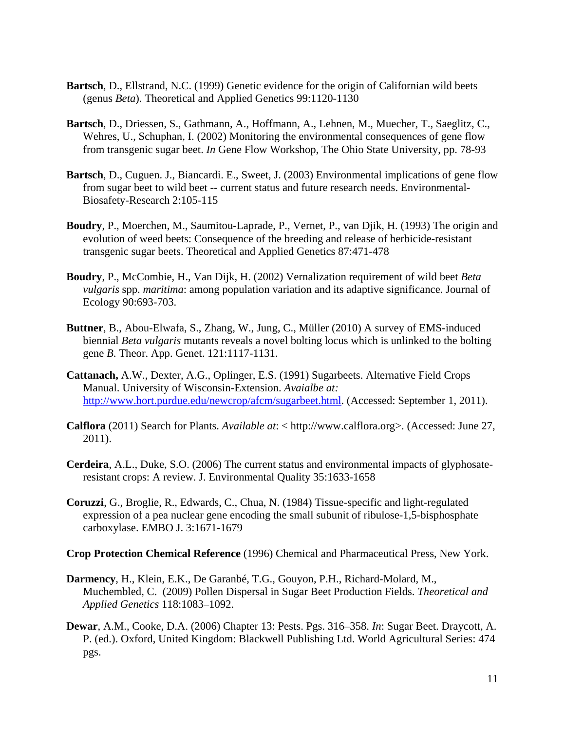**Bartsch**, D., Ellstrand, N.C. (1999) Genetic evidence for the origin of Californian wild beets (genus *Beta*). Theoretical and Applied Genetics 99:1120-1130

**Bartsch**, D., Driessen, S., Gathmann, A., Hoffmann, A., Lehnen, M., Muecher, T., Saeglitz, C., Wehres, U., Schuphan, I. (2002) Monitoring the environmental consequences of gene flow from transgenic sugar beet. *In* Gene Flow Workshop, The Ohio State University, pp. 78-93

**Bartsch**, D., Cuguen. J., Biancardi. E., Sweet, J. (2003) Environmental implications of gene flow from sugar beet to wild beet -- current status and future research needs. Environmental-Biosafety-Research 2:105-115

**Boudry**, P., Moerchen, M., Saumitou-Laprade, P., Vernet, P., van Djik, H. (1993) The origin and evolution of weed beets: Consequence of the breeding and release of herbicide-resistant transgenic sugar beets. Theoretical and Applied Genetics 87:471-478

**Boudry**, P., McCombie, H., Van Dijk, H. (2002) Vernalization requirement of wild beet *Beta vulgaris* spp. *maritima*: among population variation and its adaptive significance. Journal of Ecology 90:693-703.

**Buttner**, B., Abou-Elwafa, S., Zhang, W., Jung, C., Müller (2010) A survey of EMS-induced biennial *Beta vulgaris* mutants reveals a novel bolting locus which is unlinked to the bolting gene *B*. Theor. App. Genet. 121:1117-1131.

**Cattanach,** A.W., Dexter, A.G., Oplinger, E.S. (1991) Sugarbeets. Alternative Field Crops Manual. University of Wisconsin-Extension. *Avaialbe at:* http://www.hort.purdue.edu/newcrop/afcm/sugarbeet.html. (Accessed: September 1, 2011).

**Calflora** (2011) Search for Plants. *Available at*: < http://www.calflora.org>. (Accessed: June 27, 2011).

**Cerdeira**, A.L., Duke, S.O. (2006) The current status and environmental impacts of glyphosate-resistant crops: A review. J. Environmental Quality 35:1633-1658

**Coruzzi**, G., Broglie, R., Edwards, C., Chua, N. (1984) Tissue-specific and light-regulated expression of a pea nuclear gene encoding the small subunit of ribulose-1,5-bisphosphate carboxylase. EMBO J. 3:1671-1679

**Crop Protection Chemical Reference** (1996) Chemical and Pharmaceutical Press, New York.

**Darmency**, H., Klein, E.K., De Garanbé, T.G., Gouyon, P.H., Richard-Molard, M., Muchembled, C. (2009) Pollen Dispersal in Sugar Beet Production Fields. *Theoretical and Applied Genetics* 118:1083–1092.

**Dewar**, A.M., Cooke, D.A. (2006) Chapter 13: Pests. Pgs. 316–358. *In*: Sugar Beet. Draycott, A. P. (ed.). Oxford, United Kingdom: Blackwell Publishing Ltd. World Agricultural Series: 474 pgs.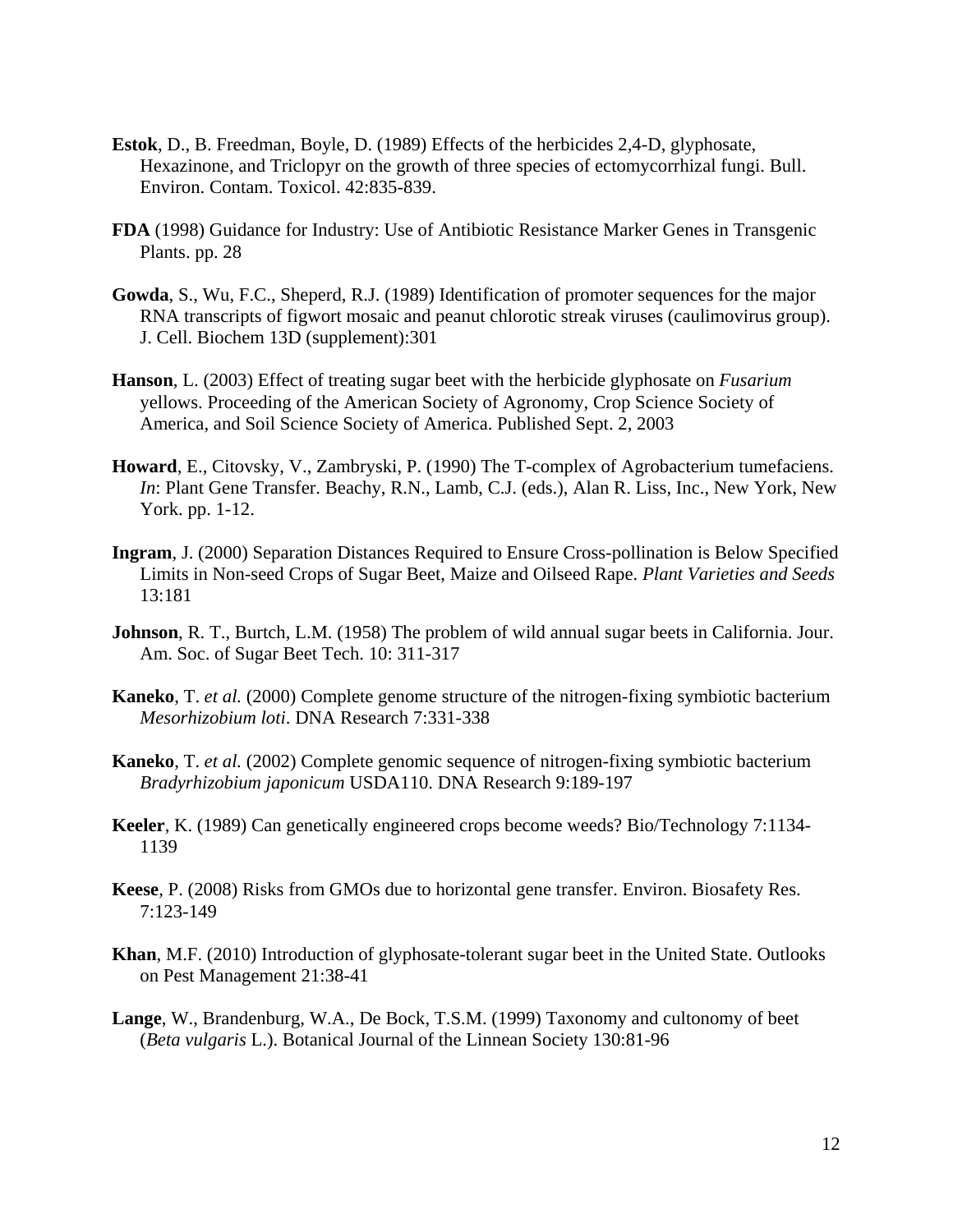**Estok**, D., B. Freedman, Boyle, D. (1989) Effects of the herbicides 2,4-D, glyphosate, Hexazinone, and Triclopyr on the growth of three species of ectomycorrhizal fungi. Bull. Environ. Contam. Toxicol. 42:835-839.

**FDA** (1998) Guidance for Industry: Use of Antibiotic Resistance Marker Genes in Transgenic Plants. pp. 28

**Gowda**, S., Wu, F.C., Sheperd, R.J. (1989) Identification of promoter sequences for the major RNA transcripts of figwort mosaic and peanut chlorotic streak viruses (caulimovirus group). J. Cell. Biochem 13D (supplement):301

**Hanson**, L. (2003) Effect of treating sugar beet with the herbicide glyphosate on *Fusarium* yellows. Proceeding of the American Society of Agronomy, Crop Science Society of America, and Soil Science Society of America. Published Sept. 2, 2003

**Howard**, E., Citovsky, V., Zambryski, P. (1990) The T-complex of Agrobacterium tumefaciens. *In*: Plant Gene Transfer. Beachy, R.N., Lamb, C.J. (eds.), Alan R. Liss, Inc., New York, New York. pp. 1-12.

**Ingram**, J. (2000) Separation Distances Required to Ensure Cross-pollination is Below Specified Limits in Non-seed Crops of Sugar Beet, Maize and Oilseed Rape. *Plant Varieties and Seeds* 13:181

**Johnson**, R. T., Burtch, L.M. (1958) The problem of wild annual sugar beets in California. Jour. Am. Soc. of Sugar Beet Tech. 10: 311-317

**Kaneko**, T. *et al.* (2000) Complete genome structure of the nitrogen-fixing symbiotic bacterium *Mesorhizobium loti*. DNA Research 7:331-338

**Kaneko**, T. *et al.* (2002) Complete genomic sequence of nitrogen-fixing symbiotic bacterium *Bradyrhizobium japonicum* USDA110. DNA Research 9:189-197

**Keeler**, K. (1989) Can genetically engineered crops become weeds? Bio/Technology 7:1134-1139

**Keese**, P. (2008) Risks from GMOs due to horizontal gene transfer. Environ. Biosafety Res. 7:123-149

**Khan**, M.F. (2010) Introduction of glyphosate-tolerant sugar beet in the United State. Outlooks on Pest Management 21:38-41

**Lange**, W., Brandenburg, W.A., De Bock, T.S.M. (1999) Taxonomy and cultonomy of beet (*Beta vulgaris* L.). Botanical Journal of the Linnean Society 130:81-96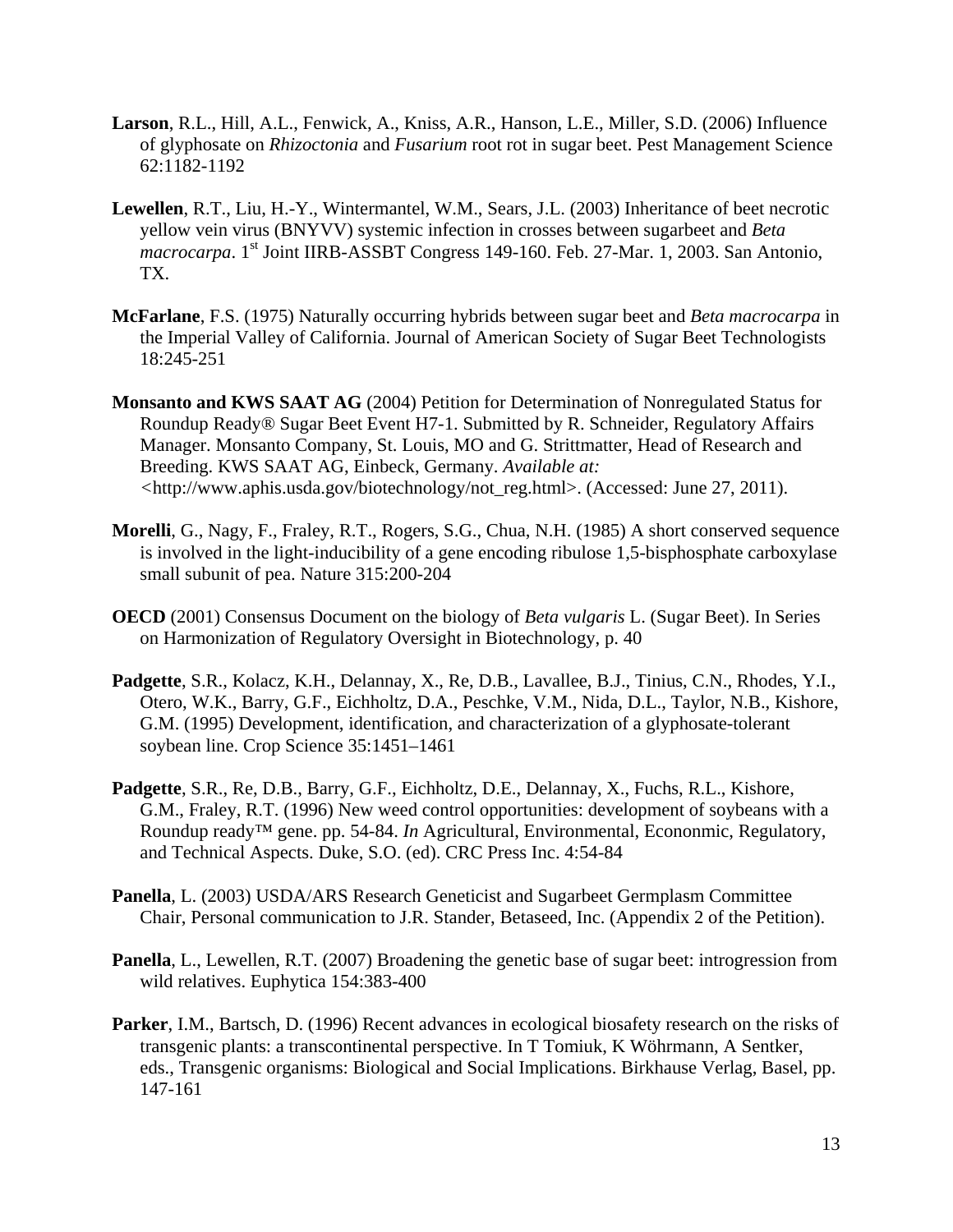**Larson**, R.L., Hill, A.L., Fenwick, A., Kniss, A.R., Hanson, L.E., Miller, S.D. (2006) Influence of glyphosate on *Rhizoctonia* and *Fusarium* root rot in sugar beet. Pest Management Science 62:1182-1192

**Lewellen**, R.T., Liu, H.-Y., Wintermantel, W.M., Sears, J.L. (2003) Inheritance of beet necrotic yellow vein virus (BNYVV) systemic infection in crosses between sugarbeet and *Beta macrocarpa*. 1st Joint IIRB-ASSBT Congress 149-160. Feb. 27-Mar. 1, 2003. San Antonio, TX.

**McFarlane**, F.S. (1975) Naturally occurring hybrids between sugar beet and *Beta macrocarpa* in the Imperial Valley of California. Journal of American Society of Sugar Beet Technologists 18:245-251

**Monsanto and KWS SAAT AG** (2004) Petition for Determination of Nonregulated Status for Roundup Ready® Sugar Beet Event H7-1. Submitted by R. Schneider, Regulatory Affairs Manager. Monsanto Company, St. Louis, MO and G. Strittmatter, Head of Research and Breeding. KWS SAAT AG, Einbeck, Germany. *Available at:* <http://www.aphis.usda.gov/biotechnology/not_reg.html>. (Accessed: June 27, 2011).

**Morelli**, G., Nagy, F., Fraley, R.T., Rogers, S.G., Chua, N.H. (1985) A short conserved sequence is involved in the light-inducibility of a gene encoding ribulose 1,5-bisphosphate carboxylase small subunit of pea. Nature 315:200-204

**OECD** (2001) Consensus Document on the biology of *Beta vulgaris* L. (Sugar Beet). In Series on Harmonization of Regulatory Oversight in Biotechnology, p. 40

**Padgette**, S.R., Kolacz, K.H., Delannay, X., Re, D.B., Lavallee, B.J., Tinius, C.N., Rhodes, Y.I., Otero, W.K., Barry, G.F., Eichholtz, D.A., Peschke, V.M., Nida, D.L., Taylor, N.B., Kishore, G.M. (1995) Development, identification, and characterization of a glyphosate-tolerant soybean line. Crop Science 35:1451–1461

**Padgette**, S.R., Re, D.B., Barry, G.F., Eichholtz, D.E., Delannay, X., Fuchs, R.L., Kishore, G.M., Fraley, R.T. (1996) New weed control opportunities: development of soybeans with a Roundup ready™ gene. pp. 54-84. *In* Agricultural, Environmental, Econonmic, Regulatory, and Technical Aspects. Duke, S.O. (ed). CRC Press Inc. 4:54-84

**Panella**, L. (2003) USDA/ARS Research Geneticist and Sugarbeet Germplasm Committee Chair, Personal communication to J.R. Stander, Betaseed, Inc. (Appendix 2 of the Petition).

**Panella**, L., Lewellen, R.T. (2007) Broadening the genetic base of sugar beet: introgression from wild relatives. Euphytica 154:383-400

**Parker**, I.M., Bartsch, D. (1996) Recent advances in ecological biosafety research on the risks of transgenic plants: a transcontinental perspective. In T Tomiuk, K Wöhrmann, A Sentker, eds., Transgenic organisms: Biological and Social Implications. Birkhause Verlag, Basel, pp. 147-161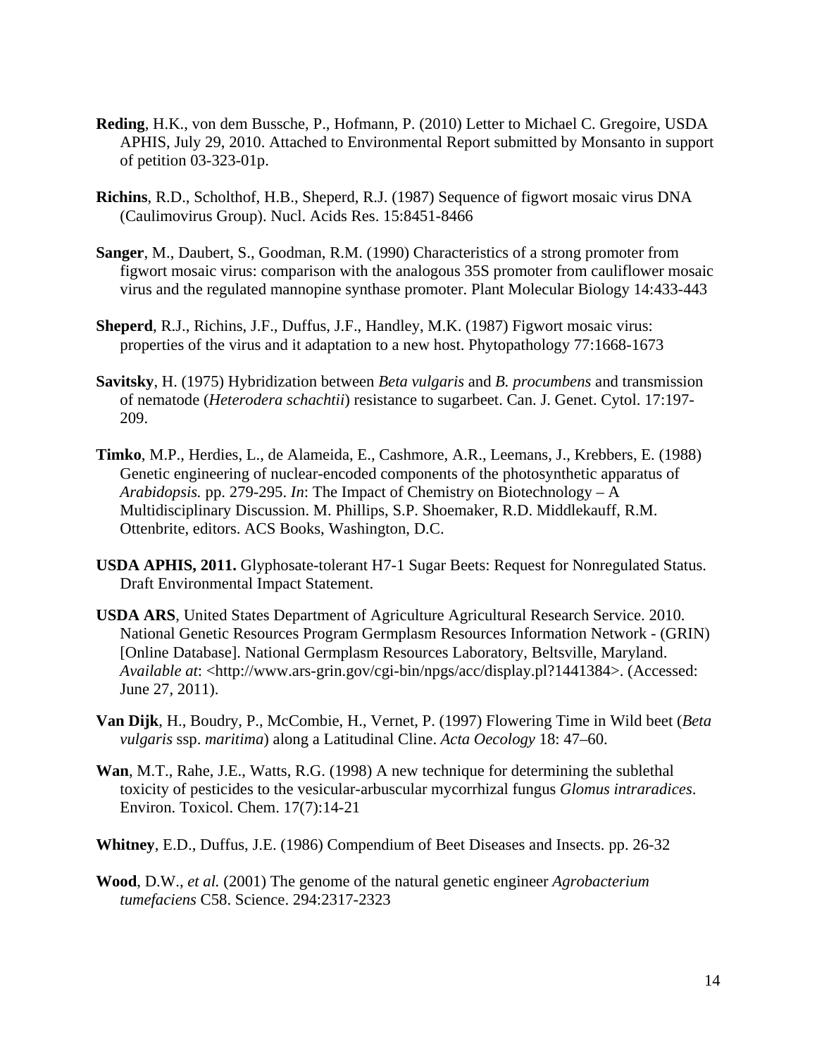**Reding**, H.K., von dem Bussche, P., Hofmann, P. (2010) Letter to Michael C. Gregoire, USDA APHIS, July 29, 2010. Attached to Environmental Report submitted by Monsanto in support of petition 03-323-01p.

**Richins**, R.D., Scholthof, H.B., Sheperd, R.J. (1987) Sequence of figwort mosaic virus DNA (Caulimovirus Group). Nucl. Acids Res. 15:8451-8466

**Sanger**, M., Daubert, S., Goodman, R.M. (1990) Characteristics of a strong promoter from figwort mosaic virus: comparison with the analogous 35S promoter from cauliflower mosaic virus and the regulated mannopine synthase promoter. Plant Molecular Biology 14:433-443

**Sheperd**, R.J., Richins, J.F., Duffus, J.F., Handley, M.K. (1987) Figwort mosaic virus: properties of the virus and it adaptation to a new host. Phytopathology 77:1668-1673

**Savitsky**, H. (1975) Hybridization between *Beta vulgaris* and *B. procumbens* and transmission of nematode (*Heterodera schachtii*) resistance to sugarbeet. Can. J. Genet. Cytol. 17:197-209.

**Timko**, M.P., Herdies, L., de Alameida, E., Cashmore, A.R., Leemans, J., Krebbers, E. (1988) Genetic engineering of nuclear-encoded components of the photosynthetic apparatus of *Arabidopsis.* pp. 279-295. *In*: The Impact of Chemistry on Biotechnology – A Multidisciplinary Discussion. M. Phillips, S.P. Shoemaker, R.D. Middlekauff, R.M. Ottenbrite, editors. ACS Books, Washington, D.C.

**USDA APHIS, 2011.** Glyphosate-tolerant H7-1 Sugar Beets: Request for Nonregulated Status. Draft Environmental Impact Statement.

**USDA ARS**, United States Department of Agriculture Agricultural Research Service. 2010. National Genetic Resources Program Germplasm Resources Information Network - (GRIN) [Online Database]. National Germplasm Resources Laboratory, Beltsville, Maryland. *Available at*: <http://www.ars-grin.gov/cgi-bin/npgs/acc/display.pl?1441384>. (Accessed: June 27, 2011).

**Van Dijk**, H., Boudry, P., McCombie, H., Vernet, P. (1997) Flowering Time in Wild beet (*Beta vulgaris* ssp. *maritima*) along a Latitudinal Cline. *Acta Oecology* 18: 47–60.

**Wan**, M.T., Rahe, J.E., Watts, R.G. (1998) A new technique for determining the sublethal toxicity of pesticides to the vesicular-arbuscular mycorrhizal fungus *Glomus intraradices*. Environ. Toxicol. Chem. 17(7):14-21

**Whitney**, E.D., Duffus, J.E. (1986) Compendium of Beet Diseases and Insects. pp. 26-32

**Wood**, D.W., *et al.* (2001) The genome of the natural genetic engineer *Agrobacterium tumefaciens* C58. Science. 294:2317-2323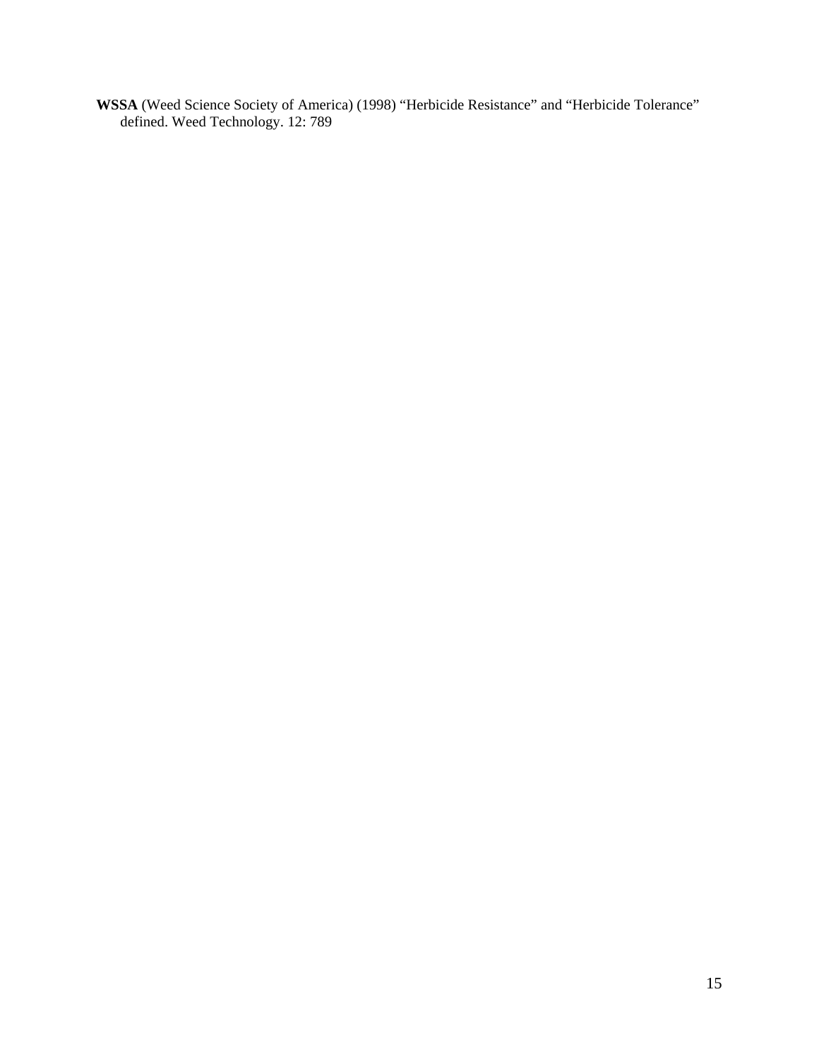**WSSA** (Weed Science Society of America) (1998) “Herbicide Resistance” and “Herbicide Tolerance” defined. Weed Technology. 12: 789